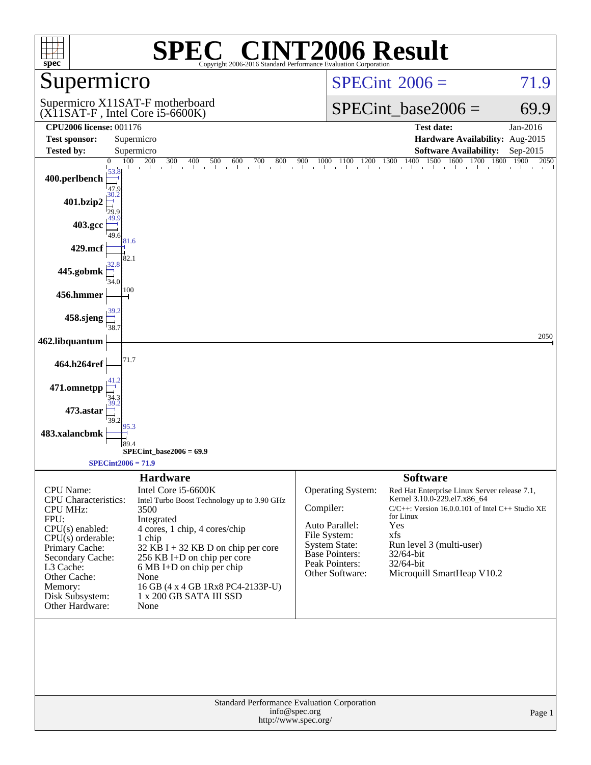# SPEC CINT2006 Result

Copyright 2006-2016 Standard Performance Evaluation Corporation

## Supermicro

Supermicro X11SAT-F motherboard
(X11SAT-F , Intel Core i5-6600K)

SPECint 2006 = 71.9

SPECint_base2006 = 69.9

| | | | |
|---|---|---|---|
| **CPU2006 license:** 001176 | | **Test date:** | Jan-2016 |
| **Test sponsor:** | Supermicro | **Hardware Availability:** | Aug-2015 |
| **Tested by:** | Supermicro | **Software Availability:** | Sep-2015 |

| Benchmark | Peak | Base |
|---|---|---|
| 400.perlbench | 53.8 | 47.9 |
| 401.bzip2 | 30.2 | 29.9 |
| 403.gcc | 49.9 | 49.6 |
| 429.mcf | 81.6 | 82.1 |
| 445.gobmk | 32.8 | 34.0 |
| 456.hmmer | 100 | 100 |
| 458.sjeng | 39.2 | 38.7 |
| 462.libquantum | 2050 | 2050 |
| 464.h264ref | 71.7 | 71.7 |
| 471.omnetpp | 41.2 | 34.3 |
| 473.astar | 39.2 | 39.2 |
| 483.xalancbmk | 95.3 | 89.4 |

SPECint_base2006 = 69.9

SPECint2006 = 71.9

## Hardware

| | |
|---|---|
| CPU Name: | Intel Core i5-6600K |
| CPU Characteristics: | Intel Turbo Boost Technology up to 3.90 GHz |
| CPU MHz: | 3500 |
| FPU: | Integrated |
| CPU(s) enabled: | 4 cores, 1 chip, 4 cores/chip |
| CPU(s) orderable: | 1 chip |
| Primary Cache: | 32 KB I + 32 KB D on chip per core |
| Secondary Cache: | 256 KB I+D on chip per core |
| L3 Cache: | 6 MB I+D on chip per chip |
| Other Cache: | None |
| Memory: | 16 GB (4 x 4 GB 1Rx8 PC4-2133P-U) |
| Disk Subsystem: | 1 x 200 GB SATA III SSD |
| Other Hardware: | None |

## Software

| | |
|---|---|
| Operating System: | Red Hat Enterprise Linux Server release 7.1, Kernel 3.10.0-229.el7.x86_64 |
| Compiler: | C/C++: Version 16.0.0.101 of Intel C++ Studio XE for Linux |
| Auto Parallel: | Yes |
| File System: | xfs |
| System State: | Run level 3 (multi-user) |
| Base Pointers: | 32/64-bit |
| Peak Pointers: | 32/64-bit |
| Other Software: | Microquill SmartHeap V10.2 |

Standard Performance Evaluation Corporation
info@spec.org
http://www.spec.org/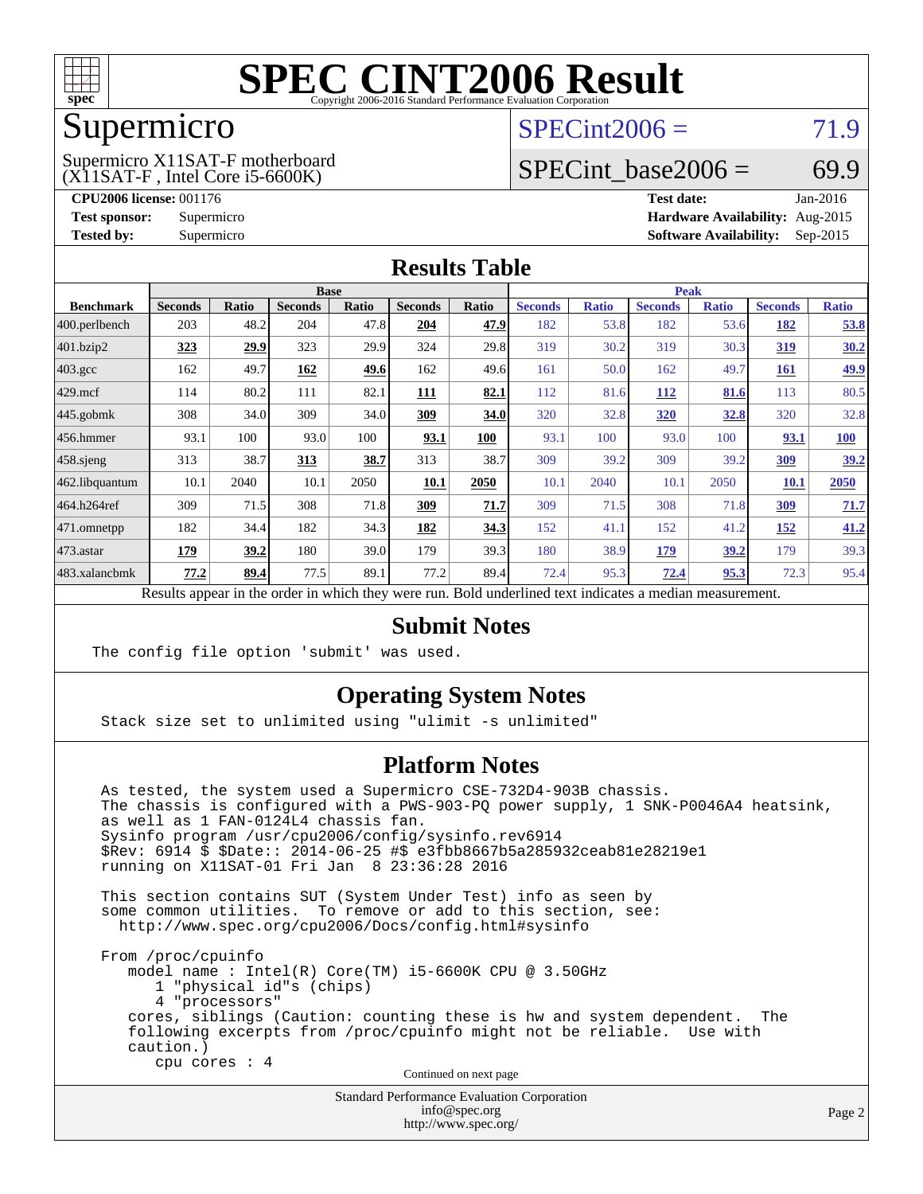# SPEC CINT2006 Result

Copyright 2006-2016 Standard Performance Evaluation Corporation

## Supermicro

Supermicro X11SAT-F motherboard
(X11SAT-F , Intel Core i5-6600K)

SPECint2006 = 71.9

SPECint_base2006 = 69.9

**CPU2006 license:** 001176
**Test sponsor:** Supermicro
**Tested by:** Supermicro

**Test date:** Jan-2016
**Hardware Availability:** Aug-2015
**Software Availability:** Sep-2015

## Results Table

| Benchmark | Base | | | | | | Peak | | | | | |
|---|---|---|---|---|---|---|---|---|---|---|---|---|
| | Seconds | Ratio | Seconds | Ratio | Seconds | Ratio | Seconds | Ratio | Seconds | Ratio | Seconds | Ratio |
| 400.perlbench | 203 | 48.2 | 204 | 47.8 | **204** | **47.9** | 182 | 53.8 | 182 | 53.6 | **182** | **53.8** |
| 401.bzip2 | **323** | **29.9** | 323 | 29.9 | 324 | 29.8 | 319 | 30.2 | 319 | 30.3 | **319** | **30.2** |
| 403.gcc | 162 | 49.7 | **162** | **49.6** | 162 | 49.6 | 161 | 50.0 | 162 | 49.7 | **161** | **49.9** |
| 429.mcf | 114 | 80.2 | 111 | 82.1 | **111** | **82.1** | 112 | 81.6 | **112** | **81.6** | 113 | 80.5 |
| 445.gobmk | 308 | 34.0 | 309 | 34.0 | **309** | **34.0** | 320 | 32.8 | **320** | **32.8** | 320 | 32.8 |
| 456.hmmer | 93.1 | 100 | 93.0 | 100 | **93.1** | **100** | 93.1 | 100 | 93.0 | 100 | **93.1** | **100** |
| 458.sjeng | 313 | 38.7 | **313** | **38.7** | 313 | 38.7 | 309 | 39.2 | 309 | 39.2 | **309** | **39.2** |
| 462.libquantum | 10.1 | 2040 | 10.1 | 2050 | **10.1** | **2050** | 10.1 | 2040 | 10.1 | 2050 | **10.1** | **2050** |
| 464.h264ref | 309 | 71.5 | 308 | 71.8 | **309** | **71.7** | 309 | 71.5 | 308 | 71.8 | **309** | **71.7** |
| 471.omnetpp | 182 | 34.4 | 182 | 34.3 | **182** | **34.3** | 152 | 41.1 | 152 | 41.2 | **152** | **41.2** |
| 473.astar | **179** | **39.2** | 180 | 39.0 | 179 | 39.3 | 180 | 38.9 | **179** | **39.2** | 179 | 39.3 |
| 483.xalancbmk | **77.2** | **89.4** | 77.5 | 89.1 | 77.2 | 89.4 | 72.4 | 95.3 | **72.4** | **95.3** | 72.3 | 95.4 |

Results appear in the order in which they were run. Bold underlined text indicates a median measurement.

## Submit Notes

```
The config file option 'submit' was used.
```

## Operating System Notes

```
Stack size set to unlimited using "ulimit -s unlimited"
```

## Platform Notes

```
As tested, the system used a Supermicro CSE-732D4-903B chassis.
The chassis is configured with a PWS-903-PQ power supply, 1 SNK-P0046A4 heatsink,
as well as 1 FAN-0124L4 chassis fan.
Sysinfo program /usr/cpu2006/config/sysinfo.rev6914
$Rev: 6914 $ $Date:: 2014-06-25 #$ e3fbb8667b5a285932ceab81e28219e1
running on X11SAT-01 Fri Jan  8 23:36:28 2016

This section contains SUT (System Under Test) info as seen by
some common utilities.  To remove or add to this section, see:
  http://www.spec.org/cpu2006/Docs/config.html#sysinfo

From /proc/cpuinfo
   model name : Intel(R) Core(TM) i5-6600K CPU @ 3.50GHz
      1 "physical id"s (chips)
      4 "processors"
   cores, siblings (Caution: counting these is hw and system dependent.  The
   following excerpts from /proc/cpuinfo might not be reliable.  Use with
   caution.)
      cpu cores : 4
```

Continued on next page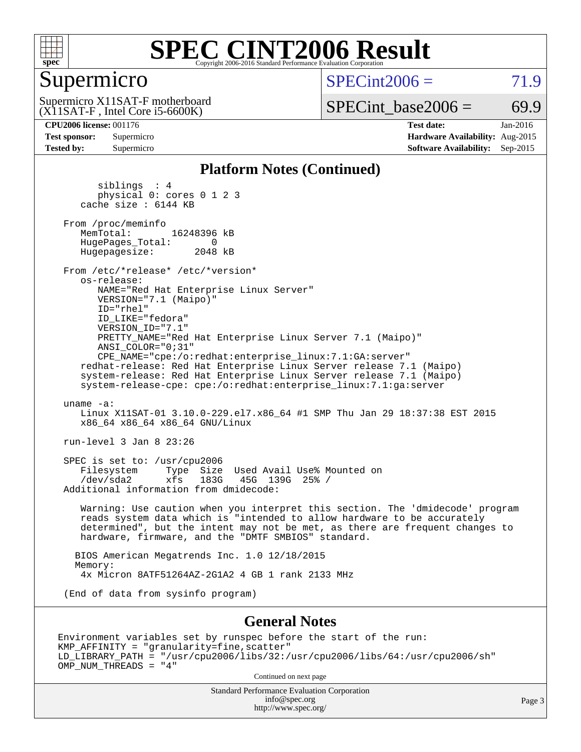# SPEC CINT2006 Result

Copyright 2006-2016 Standard Performance Evaluation Corporation

## Supermicro

Supermicro X11SAT-F motherboard
(X11SAT-F , Intel Core i5-6600K)

SPECint2006 = 71.9

SPECint_base2006 = 69.9

| | | | |
|---|---|---|---|
| **CPU2006 license:** 001176 | | **Test date:** | Jan-2016 |
| **Test sponsor:** | Supermicro | **Hardware Availability:** | Aug-2015 |
| **Tested by:** | Supermicro | **Software Availability:** | Sep-2015 |

### Platform Notes (Continued)

```
        siblings  : 4
        physical 0: cores 0 1 2 3
     cache size : 6144 KB

  From /proc/meminfo
     MemTotal:       16248396 kB
     HugePages_Total:       0
     Hugepagesize:       2048 kB

  From /etc/*release* /etc/*version*
     os-release:
        NAME="Red Hat Enterprise Linux Server"
        VERSION="7.1 (Maipo)"
        ID="rhel"
        ID_LIKE="fedora"
        VERSION_ID="7.1"
        PRETTY_NAME="Red Hat Enterprise Linux Server 7.1 (Maipo)"
        ANSI_COLOR="0;31"
        CPE_NAME="cpe:/o:redhat:enterprise_linux:7.1:GA:server"
     redhat-release: Red Hat Enterprise Linux Server release 7.1 (Maipo)
     system-release: Red Hat Enterprise Linux Server release 7.1 (Maipo)
     system-release-cpe: cpe:/o:redhat:enterprise_linux:7.1:ga:server

  uname -a:
     Linux X11SAT-01 3.10.0-229.el7.x86_64 #1 SMP Thu Jan 29 18:37:38 EST 2015
     x86_64 x86_64 x86_64 GNU/Linux

  run-level 3 Jan 8 23:26

  SPEC is set to: /usr/cpu2006
     Filesystem     Type  Size  Used Avail Use% Mounted on
     /dev/sda2      xfs   183G   45G  139G  25% /
  Additional information from dmidecode:

     Warning: Use caution when you interpret this section. The 'dmidecode' program
     reads system data which is "intended to allow hardware to be accurately
     determined", but the intent may not be met, as there are frequent changes to
     hardware, firmware, and the "DMTF SMBIOS" standard.

    BIOS American Megatrends Inc. 1.0 12/18/2015
    Memory:
     4x Micron 8ATF51264AZ-2G1A2 4 GB 1 rank 2133 MHz

  (End of data from sysinfo program)
```

### General Notes

```
Environment variables set by runspec before the start of the run:
KMP_AFFINITY = "granularity=fine,scatter"
LD_LIBRARY_PATH = "/usr/cpu2006/libs/32:/usr/cpu2006/libs/64:/usr/cpu2006/sh"
OMP_NUM_THREADS = "4"
```

Continued on next page

Standard Performance Evaluation Corporation
info@spec.org
http://www.spec.org/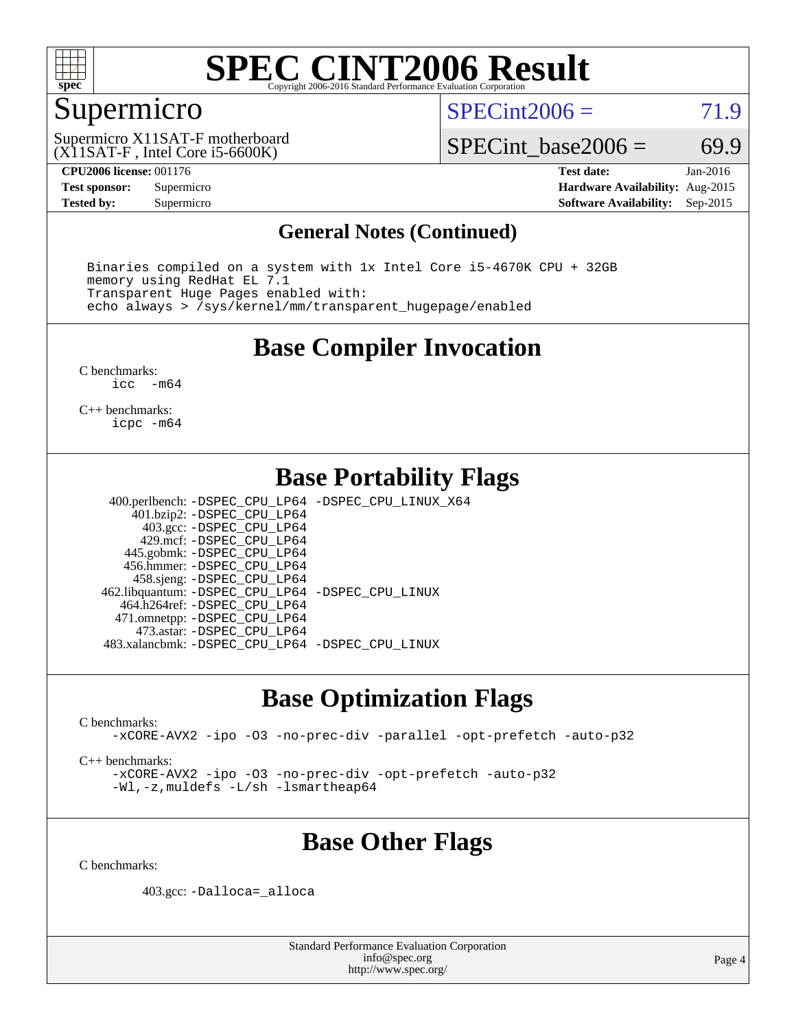# SPEC CINT2006 Result

## Supermicro

Supermicro X11SAT-F motherboard
(X11SAT-F , Intel Core i5-6600K)

SPECint2006 = 71.9

SPECint_base2006 = 69.9

| | | | |
|---|---|---|---|
| **CPU2006 license:** 001176 | | **Test date:** | Jan-2016 |
| **Test sponsor:** | Supermicro | **Hardware Availability:** | Aug-2015 |
| **Tested by:** | Supermicro | **Software Availability:** | Sep-2015 |

## General Notes (Continued)

```
Binaries compiled on a system with 1x Intel Core i5-4670K CPU + 32GB
memory using RedHat EL 7.1
Transparent Huge Pages enabled with:
echo always > /sys/kernel/mm/transparent_hugepage/enabled
```

## Base Compiler Invocation

C benchmarks:
```
icc  -m64
```

C++ benchmarks:
```
icpc -m64
```

## Base Portability Flags

| | |
|---|---|
| 400.perlbench: | -DSPEC_CPU_LP64 -DSPEC_CPU_LINUX_X64 |
| 401.bzip2: | -DSPEC_CPU_LP64 |
| 403.gcc: | -DSPEC_CPU_LP64 |
| 429.mcf: | -DSPEC_CPU_LP64 |
| 445.gobmk: | -DSPEC_CPU_LP64 |
| 456.hmmer: | -DSPEC_CPU_LP64 |
| 458.sjeng: | -DSPEC_CPU_LP64 |
| 462.libquantum: | -DSPEC_CPU_LP64 -DSPEC_CPU_LINUX |
| 464.h264ref: | -DSPEC_CPU_LP64 |
| 471.omnetpp: | -DSPEC_CPU_LP64 |
| 473.astar: | -DSPEC_CPU_LP64 |
| 483.xalancbmk: | -DSPEC_CPU_LP64 -DSPEC_CPU_LINUX |

## Base Optimization Flags

C benchmarks:
```
-xCORE-AVX2 -ipo -O3 -no-prec-div -parallel -opt-prefetch -auto-p32
```

C++ benchmarks:
```
-xCORE-AVX2 -ipo -O3 -no-prec-div -opt-prefetch -auto-p32
-Wl,-z,muldefs -L/sh -lsmartheap64
```

## Base Other Flags

C benchmarks:

403.gcc: `-Dalloca=_alloca`

Standard Performance Evaluation Corporation
info@spec.org
http://www.spec.org/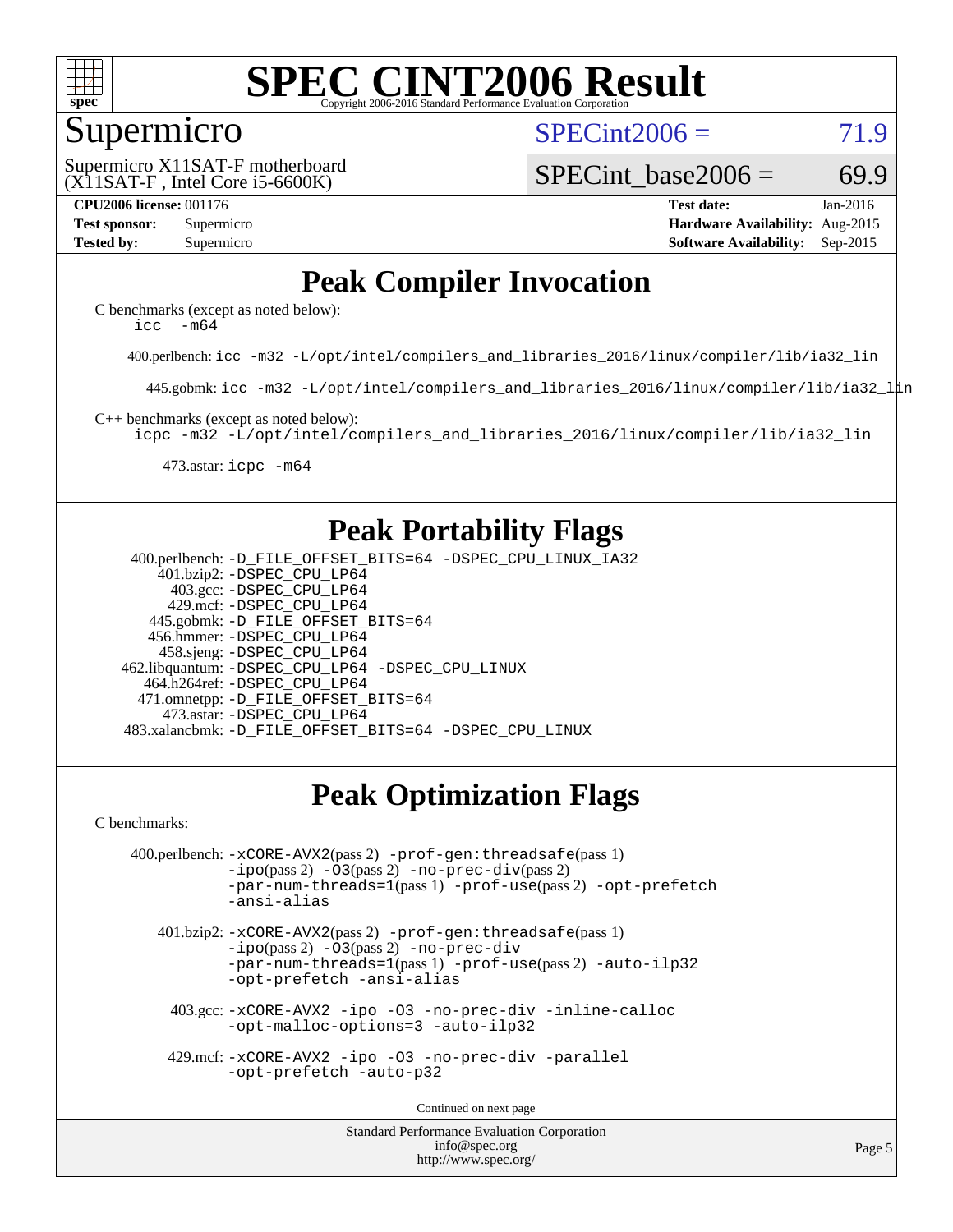# SPEC CINT2006 Result

Copyright 2006-2016 Standard Performance Evaluation Corporation

## Supermicro

Supermicro X11SAT-F motherboard
(X11SAT-F , Intel Core i5-6600K)

SPECint2006 = 71.9

SPECint_base2006 = 69.9

**CPU2006 license:** 001176
**Test sponsor:** Supermicro
**Tested by:** Supermicro

**Test date:** Jan-2016
**Hardware Availability:** Aug-2015
**Software Availability:** Sep-2015

## Peak Compiler Invocation

C benchmarks (except as noted below):
```
icc  -m64
```

400.perlbench: `icc -m32 -L/opt/intel/compilers_and_libraries_2016/linux/compiler/lib/ia32_lin`

445.gobmk: `icc -m32 -L/opt/intel/compilers_and_libraries_2016/linux/compiler/lib/ia32_lin`

C++ benchmarks (except as noted below):
```
icpc -m32 -L/opt/intel/compilers_and_libraries_2016/linux/compiler/lib/ia32_lin
```

473.astar: `icpc -m64`

## Peak Portability Flags

400.perlbench: -D_FILE_OFFSET_BITS=64 -DSPEC_CPU_LINUX_IA32
401.bzip2: -DSPEC_CPU_LP64
403.gcc: -DSPEC_CPU_LP64
429.mcf: -DSPEC_CPU_LP64
445.gobmk: -D_FILE_OFFSET_BITS=64
456.hmmer: -DSPEC_CPU_LP64
458.sjeng: -DSPEC_CPU_LP64
462.libquantum: -DSPEC_CPU_LP64 -DSPEC_CPU_LINUX
464.h264ref: -DSPEC_CPU_LP64
471.omnetpp: -D_FILE_OFFSET_BITS=64
473.astar: -DSPEC_CPU_LP64
483.xalancbmk: -D_FILE_OFFSET_BITS=64 -DSPEC_CPU_LINUX

## Peak Optimization Flags

C benchmarks:

400.perlbench: -xCORE-AVX2(pass 2) -prof-gen:threadsafe(pass 1) -ipo(pass 2) -O3(pass 2) -no-prec-div(pass 2) -par-num-threads=1(pass 1) -prof-use(pass 2) -opt-prefetch -ansi-alias

401.bzip2: -xCORE-AVX2(pass 2) -prof-gen:threadsafe(pass 1) -ipo(pass 2) -O3(pass 2) -no-prec-div -par-num-threads=1(pass 1) -prof-use(pass 2) -auto-ilp32 -opt-prefetch -ansi-alias

403.gcc: -xCORE-AVX2 -ipo -O3 -no-prec-div -inline-calloc -opt-malloc-options=3 -auto-ilp32

429.mcf: -xCORE-AVX2 -ipo -O3 -no-prec-div -parallel -opt-prefetch -auto-p32

Continued on next page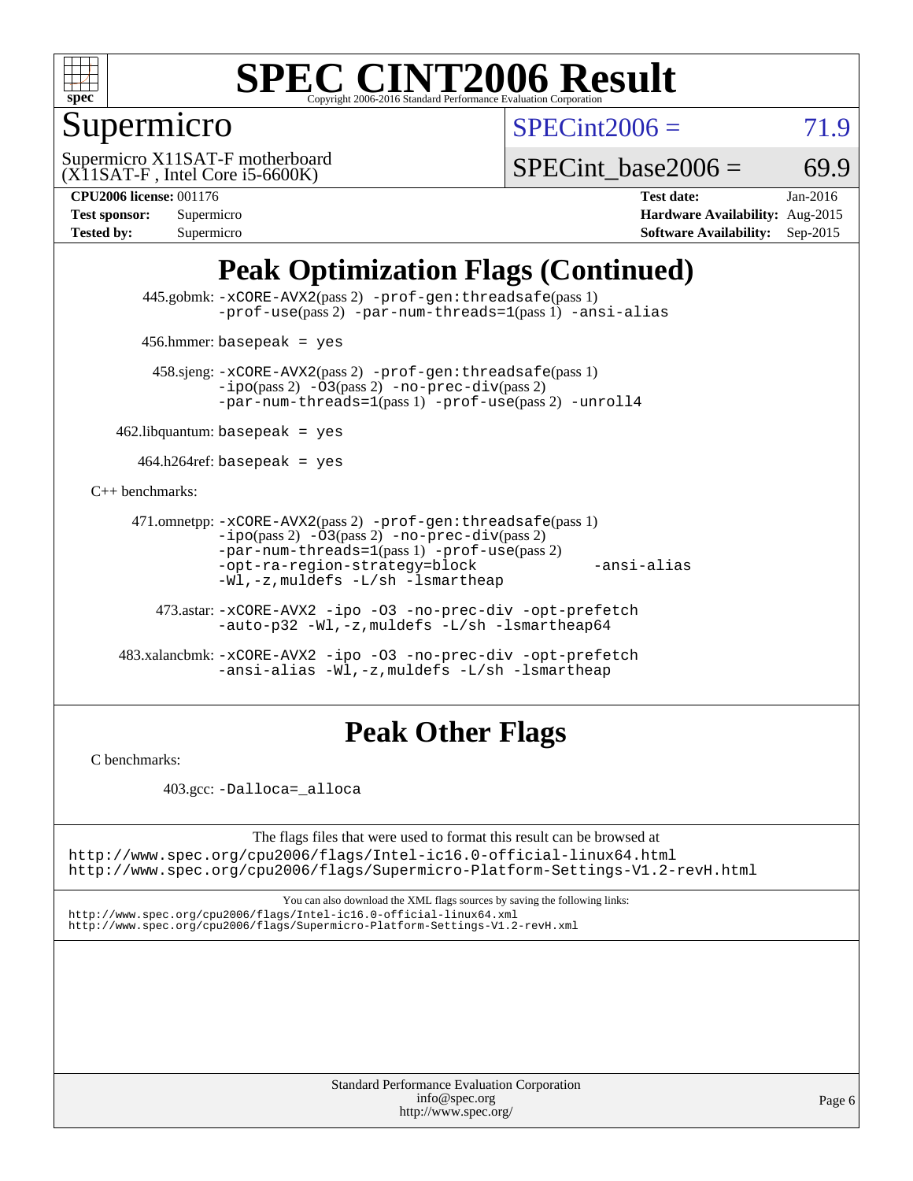# SPEC CINT2006 Result

Copyright 2006-2016 Standard Performance Evaluation Corporation

## Supermicro

Supermicro X11SAT-F motherboard
(X11SAT-F , Intel Core i5-6600K)

SPECint2006 = 71.9

SPECint_base2006 = 69.9

**CPU2006 license:** 001176
**Test sponsor:** Supermicro
**Tested by:** Supermicro

**Test date:** Jan-2016
**Hardware Availability:** Aug-2015
**Software Availability:** Sep-2015

## Peak Optimization Flags (Continued)

445.gobmk: -xCORE-AVX2(pass 2) -prof-gen:threadsafe(pass 1) -prof-use(pass 2) -par-num-threads=1(pass 1) -ansi-alias

456.hmmer: basepeak = yes

458.sjeng: -xCORE-AVX2(pass 2) -prof-gen:threadsafe(pass 1) -ipo(pass 2) -O3(pass 2) -no-prec-div(pass 2) -par-num-threads=1(pass 1) -prof-use(pass 2) -unroll4

462.libquantum: basepeak = yes

464.h264ref: basepeak = yes

C++ benchmarks:

471.omnetpp: -xCORE-AVX2(pass 2) -prof-gen:threadsafe(pass 1) -ipo(pass 2) -O3(pass 2) -no-prec-div(pass 2) -par-num-threads=1(pass 1) -prof-use(pass 2) -opt-ra-region-strategy=block -ansi-alias -Wl,-z,muldefs -L/sh -lsmartheap

473.astar: -xCORE-AVX2 -ipo -O3 -no-prec-div -opt-prefetch -auto-p32 -Wl,-z,muldefs -L/sh -lsmartheap64

483.xalancbmk: -xCORE-AVX2 -ipo -O3 -no-prec-div -opt-prefetch -ansi-alias -Wl,-z,muldefs -L/sh -lsmartheap

## Peak Other Flags

C benchmarks:

403.gcc: -Dalloca=_alloca

The flags files that were used to format this result can be browsed at
http://www.spec.org/cpu2006/flags/Intel-ic16.0-official-linux64.html
http://www.spec.org/cpu2006/flags/Supermicro-Platform-Settings-V1.2-revH.html

You can also download the XML flags sources by saving the following links:
http://www.spec.org/cpu2006/flags/Intel-ic16.0-official-linux64.xml
http://www.spec.org/cpu2006/flags/Supermicro-Platform-Settings-V1.2-revH.xml

Standard Performance Evaluation Corporation
info@spec.org
http://www.spec.org/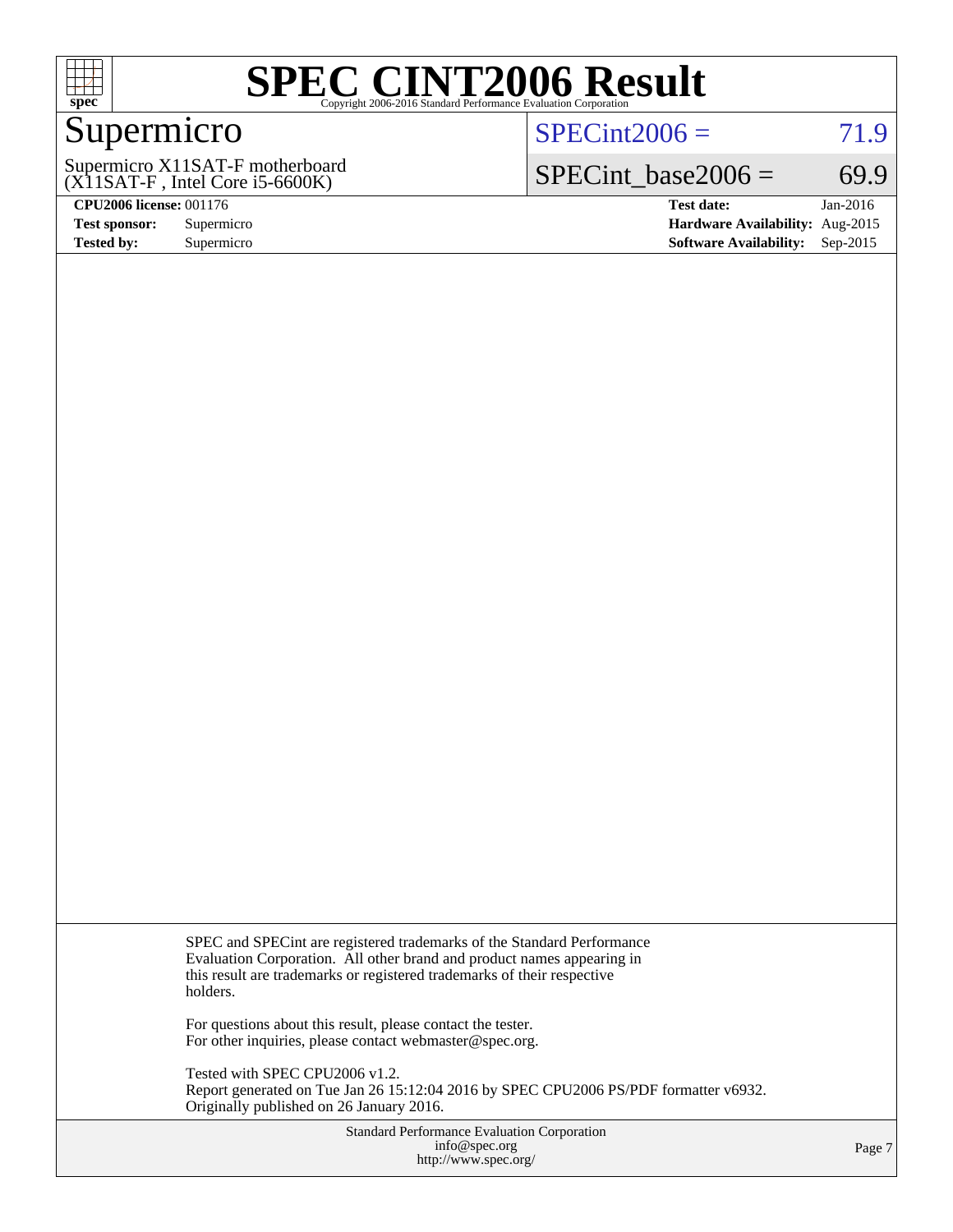SPEC and SPECint are registered trademarks of the Standard Performance Evaluation Corporation. All other brand and product names appearing in this result are trademarks or registered trademarks of their respective holders.

For questions about this result, please contact the tester.
For other inquiries, please contact webmaster@spec.org.

Tested with SPEC CPU2006 v1.2.
Report generated on Tue Jan 26 15:12:04 2016 by SPEC CPU2006 PS/PDF formatter v6932.
Originally published on 26 January 2016.